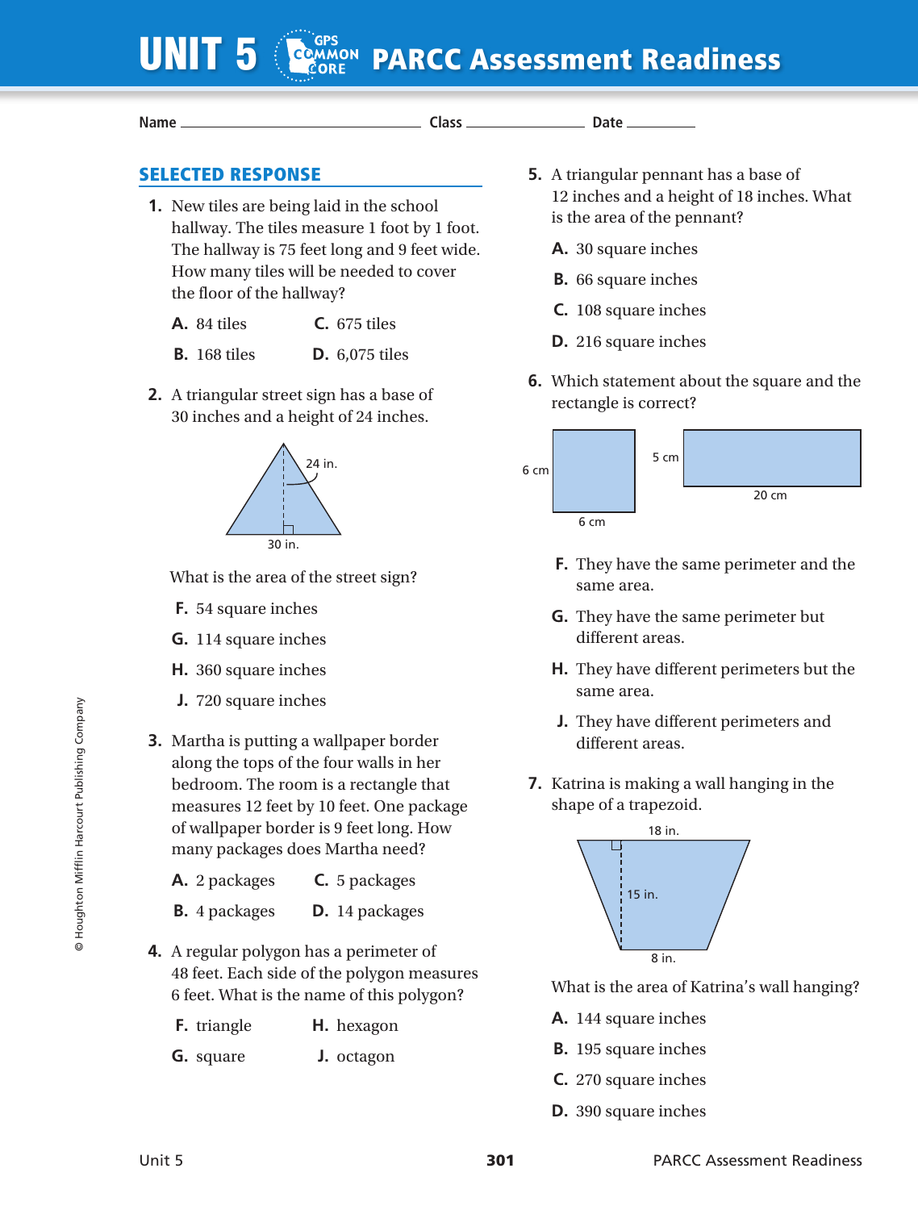# UNIT 5 PARCC Assessment Readiness

Name ______________________ Class ______________ Date ________

## SELECTED RESPONSE

**1.** New tiles are being laid in the school hallway. The tiles measure 1 foot by 1 foot. The hallway is 75 feet long and 9 feet wide. How many tiles will be needed to cover the floor of the hallway?

**A.** 84 tiles  **C.** 675 tiles

**B.** 168 tiles  **D.** 6,075 tiles

**2.** A triangular street sign has a base of 30 inches and a height of 24 inches.

24 in.

30 in.

What is the area of the street sign?

**F.** 54 square inches

**G.** 114 square inches

**H.** 360 square inches

**J.** 720 square inches

**3.** Martha is putting a wallpaper border along the tops of the four walls in her bedroom. The room is a rectangle that measures 12 feet by 10 feet. One package of wallpaper border is 9 feet long. How many packages does Martha need?

**A.** 2 packages  **C.** 5 packages

**B.** 4 packages  **D.** 14 packages

**4.** A regular polygon has a perimeter of 48 feet. Each side of the polygon measures 6 feet. What is the name of this polygon?

**F.** triangle  **H.** hexagon

**G.** square  **J.** octagon

**5.** A triangular pennant has a base of 12 inches and a height of 18 inches. What is the area of the pennant?

**A.** 30 square inches

**B.** 66 square inches

**C.** 108 square inches

**D.** 216 square inches

**6.** Which statement about the square and the rectangle is correct?

6 cm  6 cm  5 cm  20 cm

**F.** They have the same perimeter and the same area.

**G.** They have the same perimeter but different areas.

**H.** They have different perimeters but the same area.

**J.** They have different perimeters and different areas.

**7.** Katrina is making a wall hanging in the shape of a trapezoid.

18 in.

15 in.

8 in.

What is the area of Katrina's wall hanging?

**A.** 144 square inches

**B.** 195 square inches

**C.** 270 square inches

**D.** 390 square inches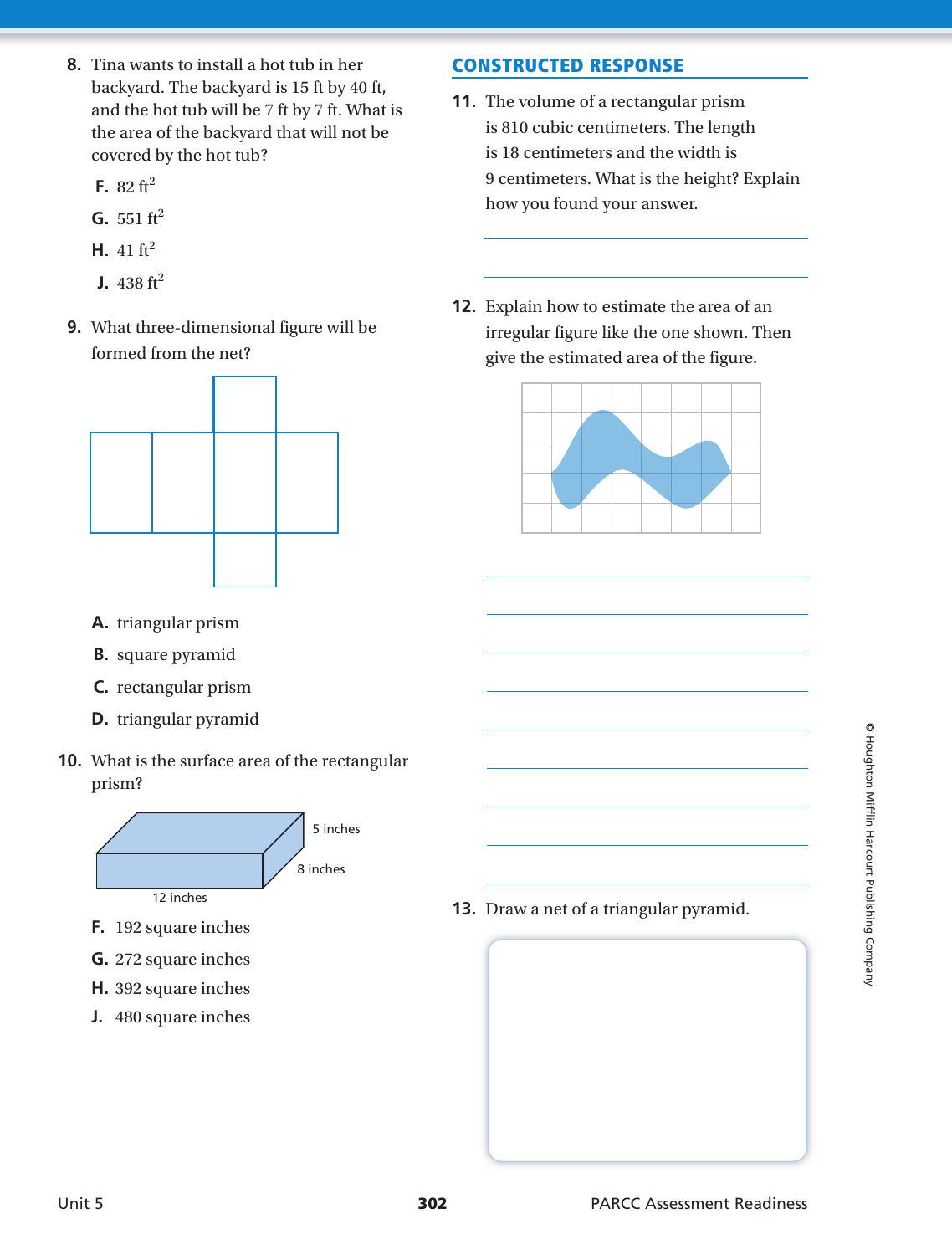8. Tina wants to install a hot tub in her backyard. The backyard is 15 ft by 40 ft, and the hot tub will be 7 ft by 7 ft. What is the area of the backyard that will not be covered by the hot tub?

**F.** 82 $ft^2$

**G.** 551 $ft^2$

**H.** 41 $ft^2$

**J.** 438 $ft^2$

9. What three-dimensional figure will be formed from the net?

**A.** triangular prism

**B.** square pyramid

**C.** rectangular prism

**D.** triangular pyramid

10. What is the surface area of the rectangular prism?

5 inches

8 inches

12 inches

**F.** 192 square inches

**G.** 272 square inches

**H.** 392 square inches

**J.** 480 square inches

## CONSTRUCTED RESPONSE

11. The volume of a rectangular prism is 810 cubic centimeters. The length is 18 centimeters and the width is 9 centimeters. What is the height? Explain how you found your answer.

12. Explain how to estimate the area of an irregular figure like the one shown. Then give the estimated area of the figure.

13. Draw a net of a triangular pyramid.